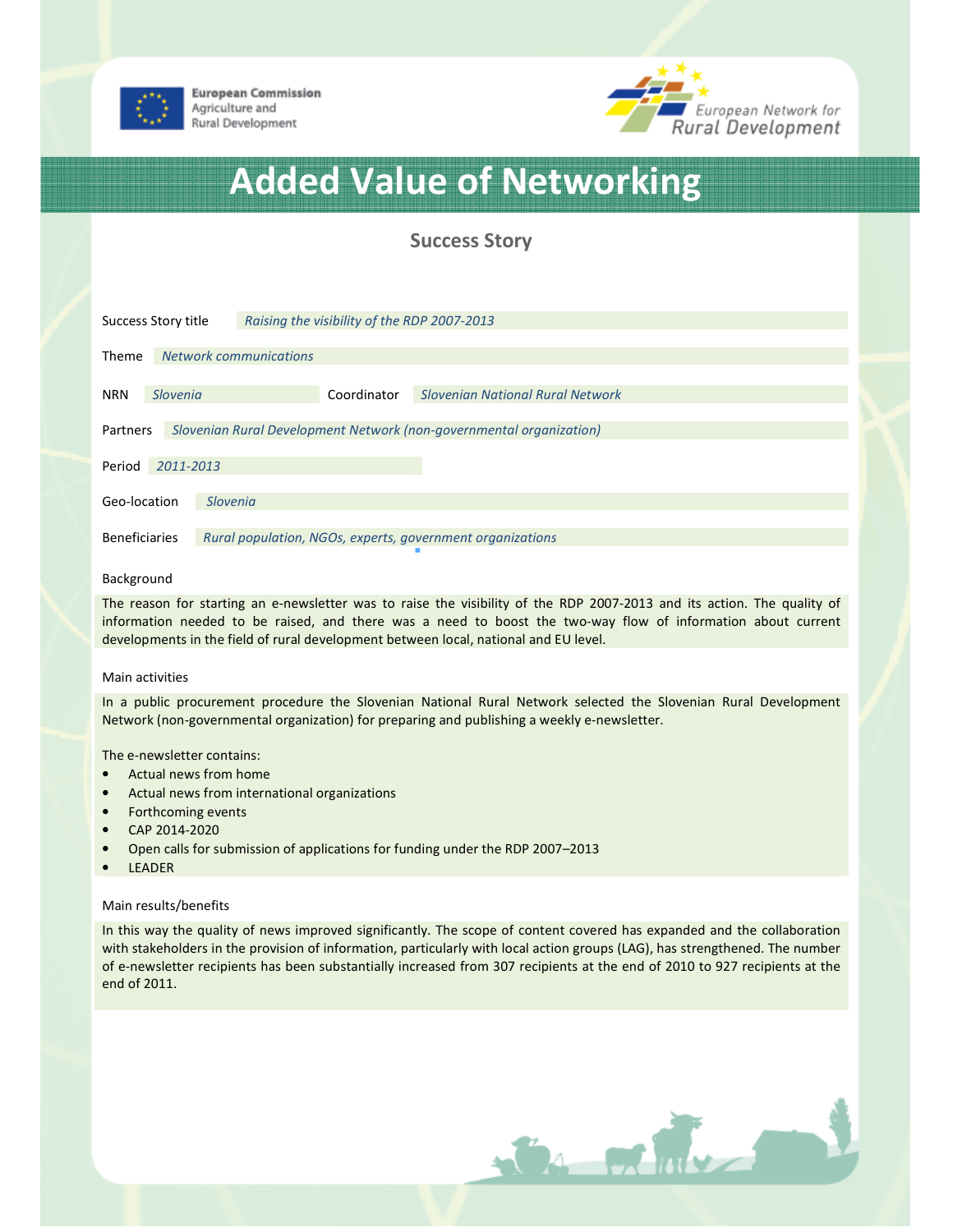European Commission
Agriculture and
Rural Development

European Network for
Rural Development

# Added Value of Networking

## Success Story

| | |
|---|---|
| Success Story title | *Raising the visibility of the RDP 2007-2013* |
| Theme | *Network communications* |
| NRN | *Slovenia* |
| Coordinator | *Slovenian National Rural Network* |
| Partners | *Slovenian Rural Development Network (non-governmental organization)* |
| Period | *2011-2013* |
| Geo-location | *Slovenia* |
| Beneficiaries | *Rural population, NGOs, experts, government organizations* |

### Background

The reason for starting an e-newsletter was to raise the visibility of the RDP 2007-2013 and its action. The quality of information needed to be raised, and there was a need to boost the two-way flow of information about current developments in the field of rural development between local, national and EU level.

### Main activities

In a public procurement procedure the Slovenian National Rural Network selected the Slovenian Rural Development Network (non-governmental organization) for preparing and publishing a weekly e-newsletter.

The e-newsletter contains:

- Actual news from home
- Actual news from international organizations
- Forthcoming events
- CAP 2014-2020
- Open calls for submission of applications for funding under the RDP 2007–2013
- LEADER

### Main results/benefits

In this way the quality of news improved significantly. The scope of content covered has expanded and the collaboration with stakeholders in the provision of information, particularly with local action groups (LAG), has strengthened. The number of e-newsletter recipients has been substantially increased from 307 recipients at the end of 2010 to 927 recipients at the end of 2011.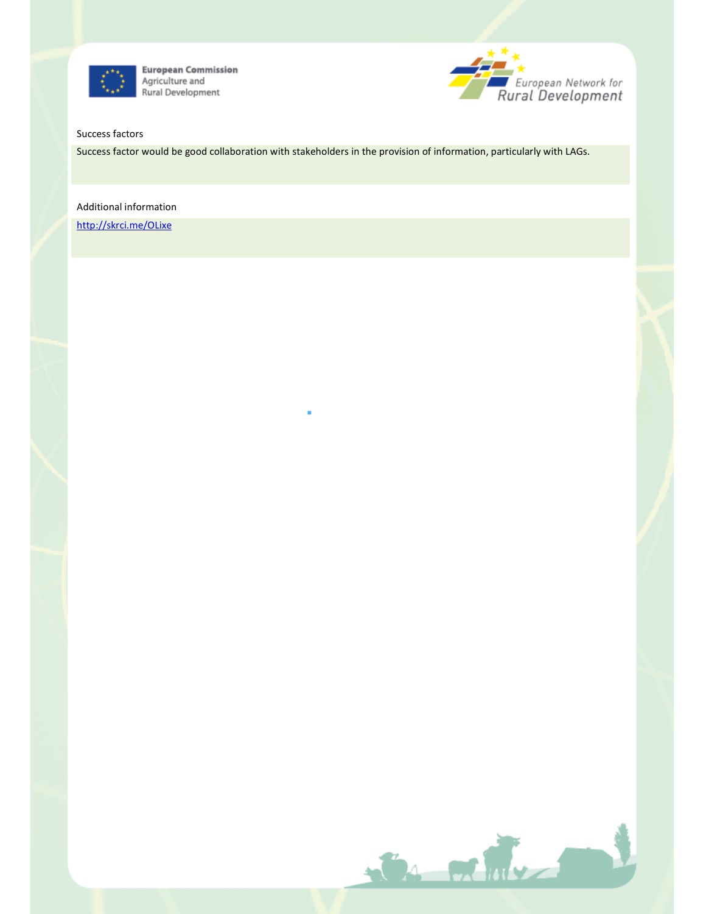Success factors

Success factor would be good collaboration with stakeholders in the provision of information, particularly with LAGs.

Additional information

http://skrci.me/OLixe